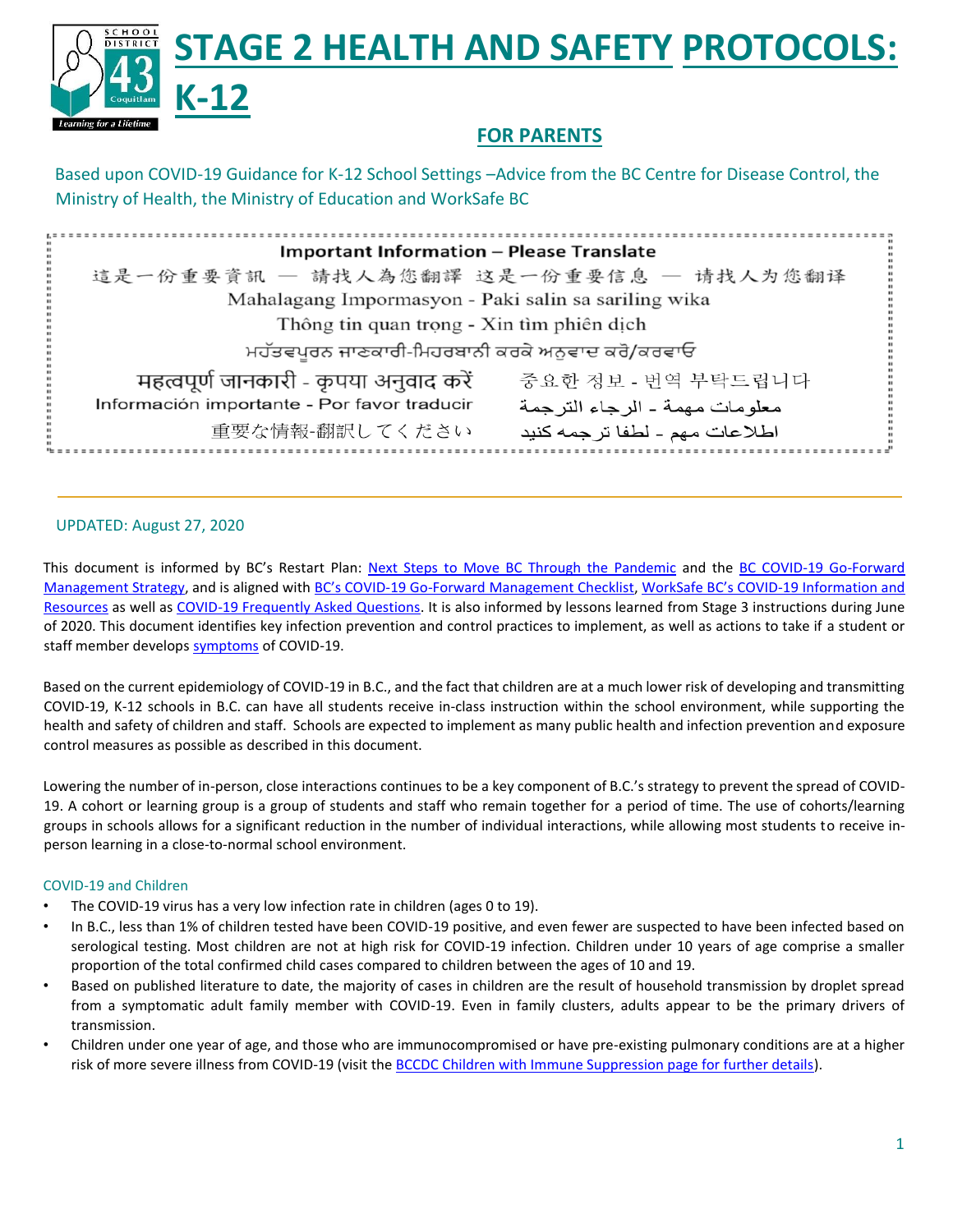# STAGE 2 HEALTH AND SAFETY PROTOCOLS: K-12

## FOR PARENTS

Based upon COVID-19 Guidance for K-12 School Settings –Advice from the BC Centre for Disease Control, the Ministry of Health, the Ministry of Education and WorkSafe BC

**Important Information – Please Translate**

這是一份重要資訊 — 請找人為您翻譯 这是一份重要信息 — 请找人为您翻译

Mahalagang Impormasyon - Paki salin sa sariling wika

Thông tin quan trọng - Xin tìm phiên dịch

ਮਹੱਤਵਪੂਰਨ ਜਾਣਕਾਰੀ-ਮਿਹਰਬਾਨੀ ਕਰਕੇ ਅਨੁਵਾਦ ਕਰੋ/ਕਰਵਾਓ

महत्वपूर्ण जानकारी - कृपया अनुवाद करें

중요한 정보 - 번역 부탁드립니다

Información importante - Por favor traducir

معلومات مهمة - الرجاء الترجمة

重要な情報-翻訳してください

اطلاعات مهم - لطفا ترجمه کنید

UPDATED: August 27, 2020

This document is informed by BC's Restart Plan: Next Steps to Move BC Through the Pandemic and the BC COVID-19 Go-Forward Management Strategy, and is aligned with BC's COVID-19 Go-Forward Management Checklist, WorkSafe BC's COVID-19 Information and Resources as well as COVID-19 Frequently Asked Questions. It is also informed by lessons learned from Stage 3 instructions during June of 2020. This document identifies key infection prevention and control practices to implement, as well as actions to take if a student or staff member develops symptoms of COVID-19.

Based on the current epidemiology of COVID-19 in B.C., and the fact that children are at a much lower risk of developing and transmitting COVID-19, K-12 schools in B.C. can have all students receive in-class instruction within the school environment, while supporting the health and safety of children and staff. Schools are expected to implement as many public health and infection prevention and exposure control measures as possible as described in this document.

Lowering the number of in-person, close interactions continues to be a key component of B.C.'s strategy to prevent the spread of COVID-19. A cohort or learning group is a group of students and staff who remain together for a period of time. The use of cohorts/learning groups in schools allows for a significant reduction in the number of individual interactions, while allowing most students to receive in-person learning in a close-to-normal school environment.

### COVID-19 and Children

- The COVID-19 virus has a very low infection rate in children (ages 0 to 19).
- In B.C., less than 1% of children tested have been COVID-19 positive, and even fewer are suspected to have been infected based on serological testing. Most children are not at high risk for COVID-19 infection. Children under 10 years of age comprise a smaller proportion of the total confirmed child cases compared to children between the ages of 10 and 19.
- Based on published literature to date, the majority of cases in children are the result of household transmission by droplet spread from a symptomatic adult family member with COVID-19. Even in family clusters, adults appear to be the primary drivers of transmission.
- Children under one year of age, and those who are immunocompromised or have pre-existing pulmonary conditions are at a higher risk of more severe illness from COVID-19 (visit the BCCDC Children with Immune Suppression page for further details).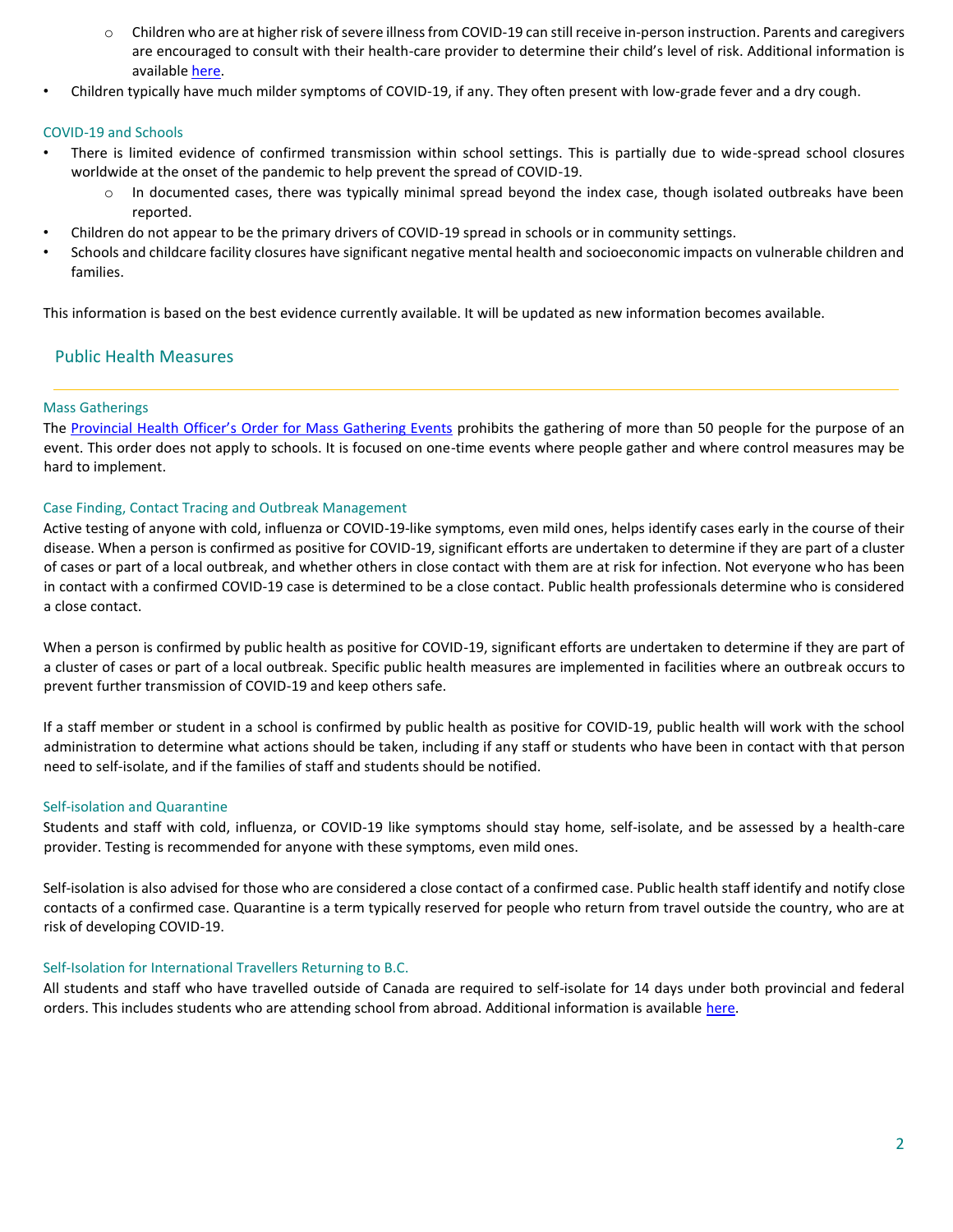- Children who are at higher risk of severe illness from COVID-19 can still receive in-person instruction. Parents and caregivers are encouraged to consult with their health-care provider to determine their child's level of risk. Additional information is available [here](#).
- Children typically have much milder symptoms of COVID-19, if any. They often present with low-grade fever and a dry cough.

### COVID-19 and Schools

- There is limited evidence of confirmed transmission within school settings. This is partially due to wide-spread school closures worldwide at the onset of the pandemic to help prevent the spread of COVID-19.
  - In documented cases, there was typically minimal spread beyond the index case, though isolated outbreaks have been reported.
- Children do not appear to be the primary drivers of COVID-19 spread in schools or in community settings.
- Schools and childcare facility closures have significant negative mental health and socioeconomic impacts on vulnerable children and families.

This information is based on the best evidence currently available. It will be updated as new information becomes available.

## Public Health Measures

### Mass Gatherings

The [Provincial Health Officer's Order for Mass Gathering Events](#) prohibits the gathering of more than 50 people for the purpose of an event. This order does not apply to schools. It is focused on one-time events where people gather and where control measures may be hard to implement.

### Case Finding, Contact Tracing and Outbreak Management

Active testing of anyone with cold, influenza or COVID-19-like symptoms, even mild ones, helps identify cases early in the course of their disease. When a person is confirmed as positive for COVID-19, significant efforts are undertaken to determine if they are part of a cluster of cases or part of a local outbreak, and whether others in close contact with them are at risk for infection. Not everyone who has been in contact with a confirmed COVID-19 case is determined to be a close contact. Public health professionals determine who is considered a close contact.

When a person is confirmed by public health as positive for COVID-19, significant efforts are undertaken to determine if they are part of a cluster of cases or part of a local outbreak. Specific public health measures are implemented in facilities where an outbreak occurs to prevent further transmission of COVID-19 and keep others safe.

If a staff member or student in a school is confirmed by public health as positive for COVID-19, public health will work with the school administration to determine what actions should be taken, including if any staff or students who have been in contact with that person need to self-isolate, and if the families of staff and students should be notified.

### Self-isolation and Quarantine

Students and staff with cold, influenza, or COVID-19 like symptoms should stay home, self-isolate, and be assessed by a health-care provider. Testing is recommended for anyone with these symptoms, even mild ones.

Self-isolation is also advised for those who are considered a close contact of a confirmed case. Public health staff identify and notify close contacts of a confirmed case. Quarantine is a term typically reserved for people who return from travel outside the country, who are at risk of developing COVID-19.

### Self-Isolation for International Travellers Returning to B.C.

All students and staff who have travelled outside of Canada are required to self-isolate for 14 days under both provincial and federal orders. This includes students who are attending school from abroad. Additional information is available [here](#).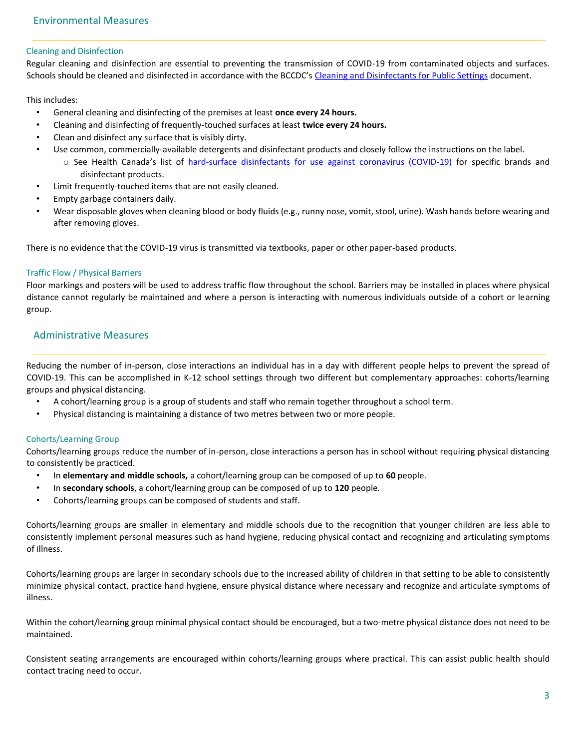## Environmental Measures

### Cleaning and Disinfection

Regular cleaning and disinfection are essential to preventing the transmission of COVID-19 from contaminated objects and surfaces. Schools should be cleaned and disinfected in accordance with the BCCDC's Cleaning and Disinfectants for Public Settings document.

This includes:

- General cleaning and disinfecting of the premises at least **once every 24 hours.**
- Cleaning and disinfecting of frequently-touched surfaces at least **twice every 24 hours.**
- Clean and disinfect any surface that is visibly dirty.
- Use common, commercially-available detergents and disinfectant products and closely follow the instructions on the label.
  - See Health Canada's list of hard-surface disinfectants for use against coronavirus (COVID-19) for specific brands and disinfectant products.
- Limit frequently-touched items that are not easily cleaned.
- Empty garbage containers daily.
- Wear disposable gloves when cleaning blood or body fluids (e.g., runny nose, vomit, stool, urine). Wash hands before wearing and after removing gloves.

There is no evidence that the COVID-19 virus is transmitted via textbooks, paper or other paper-based products.

### Traffic Flow / Physical Barriers

Floor markings and posters will be used to address traffic flow throughout the school. Barriers may be installed in places where physical distance cannot regularly be maintained and where a person is interacting with numerous individuals outside of a cohort or learning group.

## Administrative Measures

Reducing the number of in-person, close interactions an individual has in a day with different people helps to prevent the spread of COVID-19. This can be accomplished in K-12 school settings through two different but complementary approaches: cohorts/learning groups and physical distancing.

- A cohort/learning group is a group of students and staff who remain together throughout a school term.
- Physical distancing is maintaining a distance of two metres between two or more people.

### Cohorts/Learning Group

Cohorts/learning groups reduce the number of in-person, close interactions a person has in school without requiring physical distancing to consistently be practiced.

- In **elementary and middle schools,** a cohort/learning group can be composed of up to **60** people.
- In **secondary schools**, a cohort/learning group can be composed of up to **120** people.
- Cohorts/learning groups can be composed of students and staff.

Cohorts/learning groups are smaller in elementary and middle schools due to the recognition that younger children are less able to consistently implement personal measures such as hand hygiene, reducing physical contact and recognizing and articulating symptoms of illness.

Cohorts/learning groups are larger in secondary schools due to the increased ability of children in that setting to be able to consistently minimize physical contact, practice hand hygiene, ensure physical distance where necessary and recognize and articulate symptoms of illness.

Within the cohort/learning group minimal physical contact should be encouraged, but a two-metre physical distance does not need to be maintained.

Consistent seating arrangements are encouraged within cohorts/learning groups where practical. This can assist public health should contact tracing need to occur.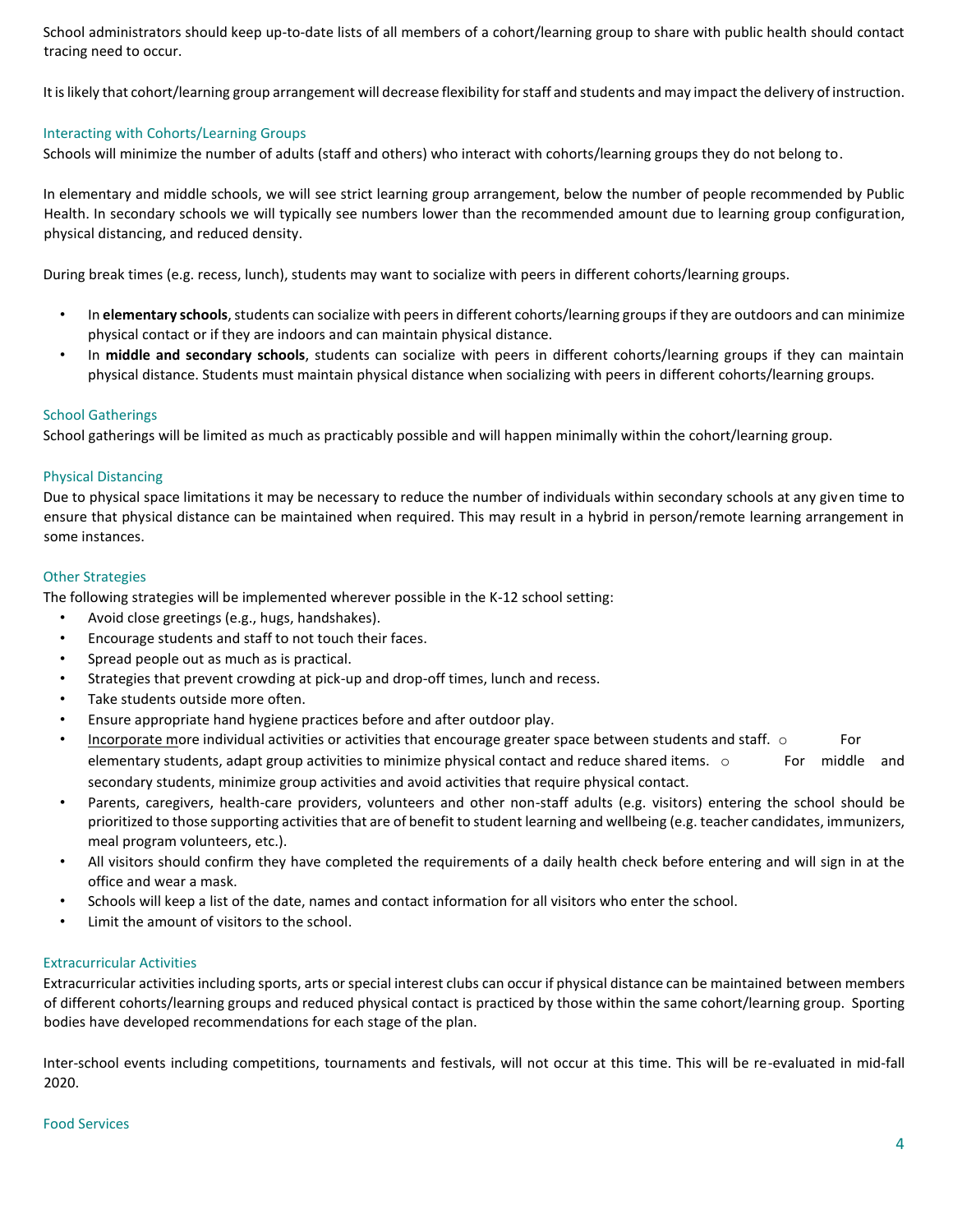School administrators should keep up-to-date lists of all members of a cohort/learning group to share with public health should contact tracing need to occur.

It is likely that cohort/learning group arrangement will decrease flexibility for staff and students and may impact the delivery of instruction.

### Interacting with Cohorts/Learning Groups

Schools will minimize the number of adults (staff and others) who interact with cohorts/learning groups they do not belong to.

In elementary and middle schools, we will see strict learning group arrangement, below the number of people recommended by Public Health. In secondary schools we will typically see numbers lower than the recommended amount due to learning group configuration, physical distancing, and reduced density.

During break times (e.g. recess, lunch), students may want to socialize with peers in different cohorts/learning groups.

- In **elementary schools**, students can socialize with peers in different cohorts/learning groups if they are outdoors and can minimize physical contact or if they are indoors and can maintain physical distance.
- In **middle and secondary schools**, students can socialize with peers in different cohorts/learning groups if they can maintain physical distance. Students must maintain physical distance when socializing with peers in different cohorts/learning groups.

### School Gatherings

School gatherings will be limited as much as practicably possible and will happen minimally within the cohort/learning group.

### Physical Distancing

Due to physical space limitations it may be necessary to reduce the number of individuals within secondary schools at any given time to ensure that physical distance can be maintained when required. This may result in a hybrid in person/remote learning arrangement in some instances.

### Other Strategies

The following strategies will be implemented wherever possible in the K-12 school setting:

- Avoid close greetings (e.g., hugs, handshakes).
- Encourage students and staff to not touch their faces.
- Spread people out as much as is practical.
- Strategies that prevent crowding at pick-up and drop-off times, lunch and recess.
- Take students outside more often.
- Ensure appropriate hand hygiene practices before and after outdoor play.
- Incorporate more individual activities or activities that encourage greater space between students and staff.
  - For elementary students, adapt group activities to minimize physical contact and reduce shared items.
  - For middle and secondary students, minimize group activities and avoid activities that require physical contact.
- Parents, caregivers, health-care providers, volunteers and other non-staff adults (e.g. visitors) entering the school should be prioritized to those supporting activities that are of benefit to student learning and wellbeing (e.g. teacher candidates, immunizers, meal program volunteers, etc.).
- All visitors should confirm they have completed the requirements of a daily health check before entering and will sign in at the office and wear a mask.
- Schools will keep a list of the date, names and contact information for all visitors who enter the school.
- Limit the amount of visitors to the school.

### Extracurricular Activities

Extracurricular activities including sports, arts or special interest clubs can occur if physical distance can be maintained between members of different cohorts/learning groups and reduced physical contact is practiced by those within the same cohort/learning group. Sporting bodies have developed recommendations for each stage of the plan.

Inter-school events including competitions, tournaments and festivals, will not occur at this time. This will be re-evaluated in mid-fall 2020.

### Food Services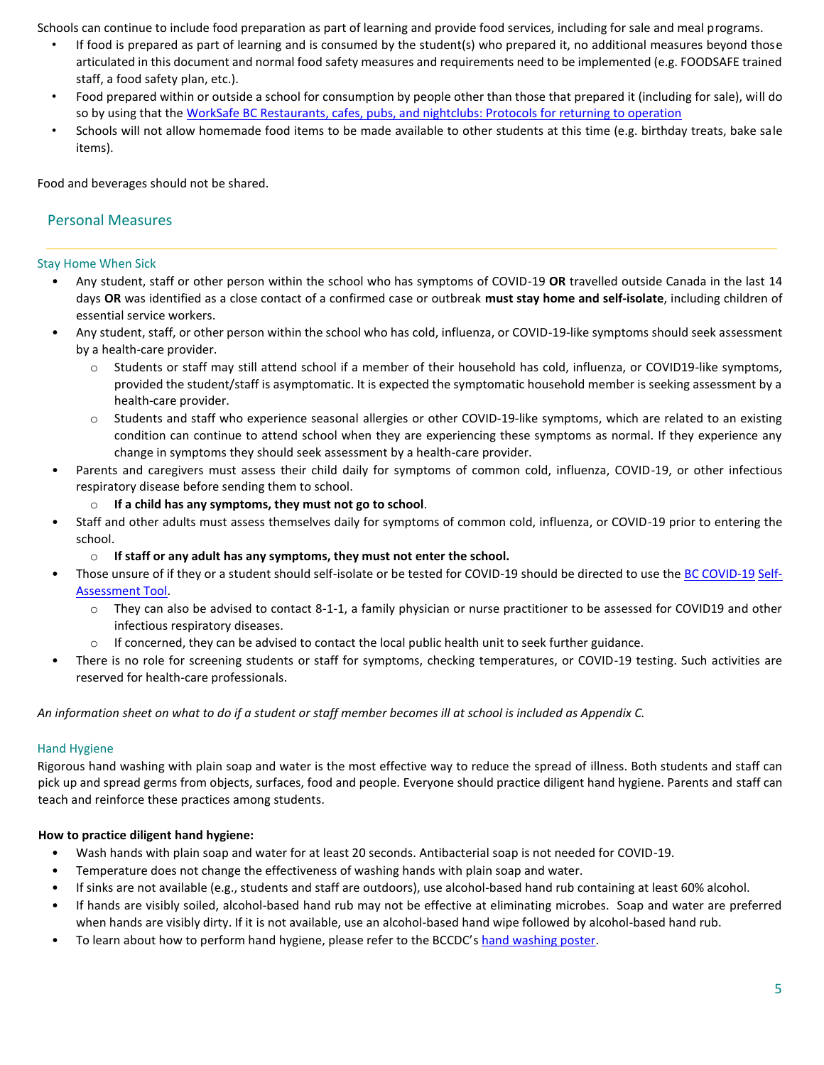Schools can continue to include food preparation as part of learning and provide food services, including for sale and meal programs.

- If food is prepared as part of learning and is consumed by the student(s) who prepared it, no additional measures beyond those articulated in this document and normal food safety measures and requirements need to be implemented (e.g. FOODSAFE trained staff, a food safety plan, etc.).
- Food prepared within or outside a school for consumption by people other than those that prepared it (including for sale), will do so by using that the [WorkSafe BC Restaurants, cafes, pubs, and nightclubs: Protocols for returning to operation]()
- Schools will not allow homemade food items to be made available to other students at this time (e.g. birthday treats, bake sale items).

Food and beverages should not be shared.

## Personal Measures

### Stay Home When Sick

- Any student, staff or other person within the school who has symptoms of COVID-19 **OR** travelled outside Canada in the last 14 days **OR** was identified as a close contact of a confirmed case or outbreak **must stay home and self-isolate**, including children of essential service workers.
- Any student, staff, or other person within the school who has cold, influenza, or COVID-19-like symptoms should seek assessment by a health-care provider.
  - Students or staff may still attend school if a member of their household has cold, influenza, or COVID19-like symptoms, provided the student/staff is asymptomatic. It is expected the symptomatic household member is seeking assessment by a health-care provider.
  - Students and staff who experience seasonal allergies or other COVID-19-like symptoms, which are related to an existing condition can continue to attend school when they are experiencing these symptoms as normal. If they experience any change in symptoms they should seek assessment by a health-care provider.
- Parents and caregivers must assess their child daily for symptoms of common cold, influenza, COVID-19, or other infectious respiratory disease before sending them to school.
  - **If a child has any symptoms, they must not go to school**.
- Staff and other adults must assess themselves daily for symptoms of common cold, influenza, or COVID-19 prior to entering the school.
  - **If staff or any adult has any symptoms, they must not enter the school.**
- Those unsure of if they or a student should self-isolate or be tested for COVID-19 should be directed to use the [BC COVID-19 Self-Assessment Tool]().
  - They can also be advised to contact 8-1-1, a family physician or nurse practitioner to be assessed for COVID19 and other infectious respiratory diseases.
  - If concerned, they can be advised to contact the local public health unit to seek further guidance.
- There is no role for screening students or staff for symptoms, checking temperatures, or COVID-19 testing. Such activities are reserved for health-care professionals.

*An information sheet on what to do if a student or staff member becomes ill at school is included as Appendix C.*

### Hand Hygiene

Rigorous hand washing with plain soap and water is the most effective way to reduce the spread of illness. Both students and staff can pick up and spread germs from objects, surfaces, food and people. Everyone should practice diligent hand hygiene. Parents and staff can teach and reinforce these practices among students.

**How to practice diligent hand hygiene:**

- Wash hands with plain soap and water for at least 20 seconds. Antibacterial soap is not needed for COVID-19.
- Temperature does not change the effectiveness of washing hands with plain soap and water.
- If sinks are not available (e.g., students and staff are outdoors), use alcohol-based hand rub containing at least 60% alcohol.
- If hands are visibly soiled, alcohol-based hand rub may not be effective at eliminating microbes. Soap and water are preferred when hands are visibly dirty. If it is not available, use an alcohol-based hand wipe followed by alcohol-based hand rub.
- To learn about how to perform hand hygiene, please refer to the BCCDC's [hand washing poster]().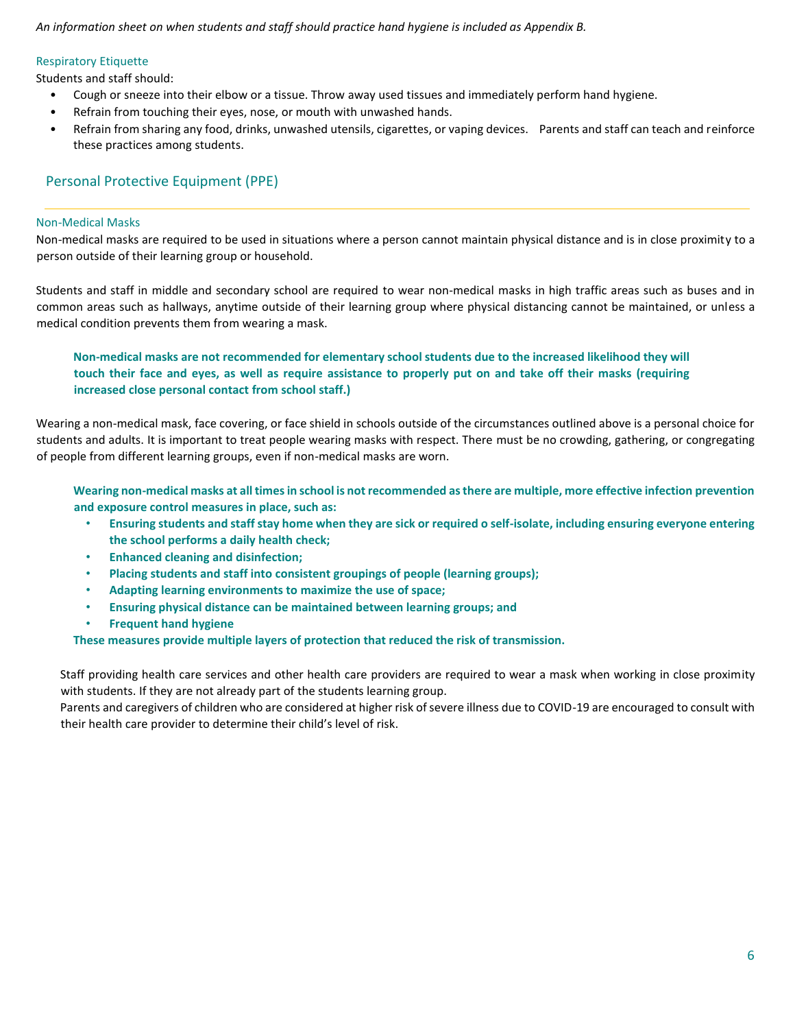*An information sheet on when students and staff should practice hand hygiene is included as Appendix B.*

### Respiratory Etiquette

Students and staff should:

- Cough or sneeze into their elbow or a tissue. Throw away used tissues and immediately perform hand hygiene.
- Refrain from touching their eyes, nose, or mouth with unwashed hands.
- Refrain from sharing any food, drinks, unwashed utensils, cigarettes, or vaping devices. Parents and staff can teach and reinforce these practices among students.

## Personal Protective Equipment (PPE)

### Non-Medical Masks

Non-medical masks are required to be used in situations where a person cannot maintain physical distance and is in close proximity to a person outside of their learning group or household.

Students and staff in middle and secondary school are required to wear non-medical masks in high traffic areas such as buses and in common areas such as hallways, anytime outside of their learning group where physical distancing cannot be maintained, or unless a medical condition prevents them from wearing a mask.

**Non-medical masks are not recommended for elementary school students due to the increased likelihood they will touch their face and eyes, as well as require assistance to properly put on and take off their masks (requiring increased close personal contact from school staff.)**

Wearing a non-medical mask, face covering, or face shield in schools outside of the circumstances outlined above is a personal choice for students and adults. It is important to treat people wearing masks with respect. There must be no crowding, gathering, or congregating of people from different learning groups, even if non-medical masks are worn.

**Wearing non-medical masks at all times in school is not recommended as there are multiple, more effective infection prevention and exposure control measures in place, such as:**

- **Ensuring students and staff stay home when they are sick or required o self-isolate, including ensuring everyone entering the school performs a daily health check;**
- **Enhanced cleaning and disinfection;**
- **Placing students and staff into consistent groupings of people (learning groups);**
- **Adapting learning environments to maximize the use of space;**
- **Ensuring physical distance can be maintained between learning groups; and**
- **Frequent hand hygiene**

**These measures provide multiple layers of protection that reduced the risk of transmission.**

Staff providing health care services and other health care providers are required to wear a mask when working in close proximity with students. If they are not already part of the students learning group.

Parents and caregivers of children who are considered at higher risk of severe illness due to COVID-19 are encouraged to consult with their health care provider to determine their child's level of risk.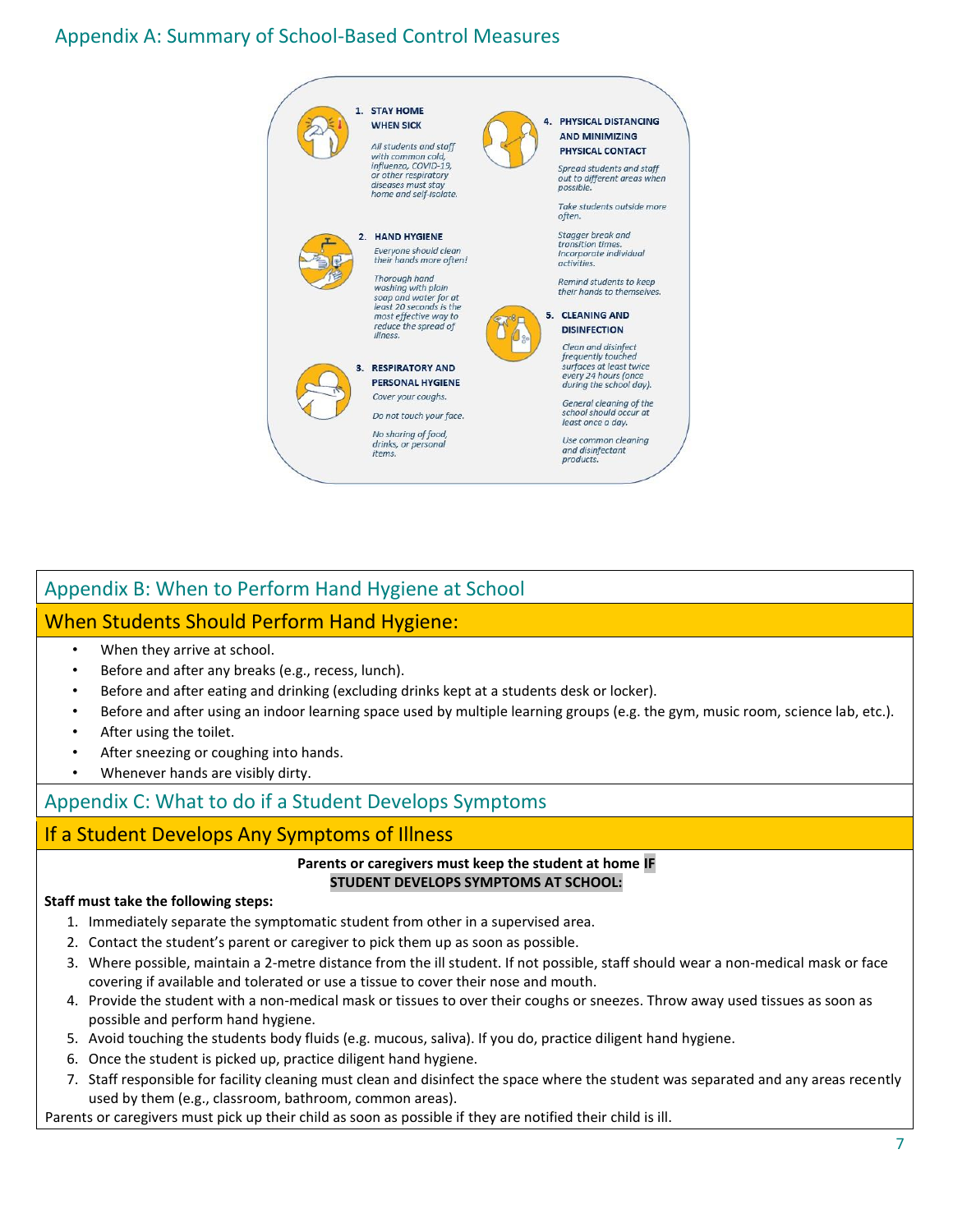## Appendix A: Summary of School-Based Control Measures

1. **STAY HOME WHEN SICK**

   *All students and staff with common cold, influenza, COVID-19, or other respiratory diseases must stay home and self-isolate.*

2. **HAND HYGIENE**

   *Everyone should clean their hands more often!*

   *Thorough hand washing with plain soap and water for at least 20 seconds is the most effective way to reduce the spread of illness.*

3. **RESPIRATORY AND PERSONAL HYGIENE**

   *Cover your coughs.*

   *Do not touch your face.*

   *No sharing of food, drinks, or personal items.*

4. **PHYSICAL DISTANCING AND MINIMIZING PHYSICAL CONTACT**

   *Spread students and staff out to different areas when possible.*

   *Take students outside more often.*

   *Stagger break and transition times. Incorporate individual activities.*

   *Remind students to keep their hands to themselves.*

5. **CLEANING AND DISINFECTION**

   *Clean and disinfect frequently touched surfaces at least twice every 24 hours (once during the school day).*

   *General cleaning of the school should occur at least once a day.*

   *Use common cleaning and disinfectant products.*

## Appendix B: When to Perform Hand Hygiene at School

### When Students Should Perform Hand Hygiene:

- When they arrive at school.
- Before and after any breaks (e.g., recess, lunch).
- Before and after eating and drinking (excluding drinks kept at a students desk or locker).
- Before and after using an indoor learning space used by multiple learning groups (e.g. the gym, music room, science lab, etc.).
- After using the toilet.
- After sneezing or coughing into hands.
- Whenever hands are visibly dirty.

## Appendix C: What to do if a Student Develops Symptoms

### If a Student Develops Any Symptoms of Illness

**Parents or caregivers must keep the student at home IF STUDENT DEVELOPS SYMPTOMS AT SCHOOL:**

**Staff must take the following steps:**

1. Immediately separate the symptomatic student from other in a supervised area.
2. Contact the student's parent or caregiver to pick them up as soon as possible.
3. Where possible, maintain a 2-metre distance from the ill student. If not possible, staff should wear a non-medical mask or face covering if available and tolerated or use a tissue to cover their nose and mouth.
4. Provide the student with a non-medical mask or tissues to over their coughs or sneezes. Throw away used tissues as soon as possible and perform hand hygiene.
5. Avoid touching the students body fluids (e.g. mucous, saliva). If you do, practice diligent hand hygiene.
6. Once the student is picked up, practice diligent hand hygiene.
7. Staff responsible for facility cleaning must clean and disinfect the space where the student was separated and any areas recently used by them (e.g., classroom, bathroom, common areas).

Parents or caregivers must pick up their child as soon as possible if they are notified their child is ill.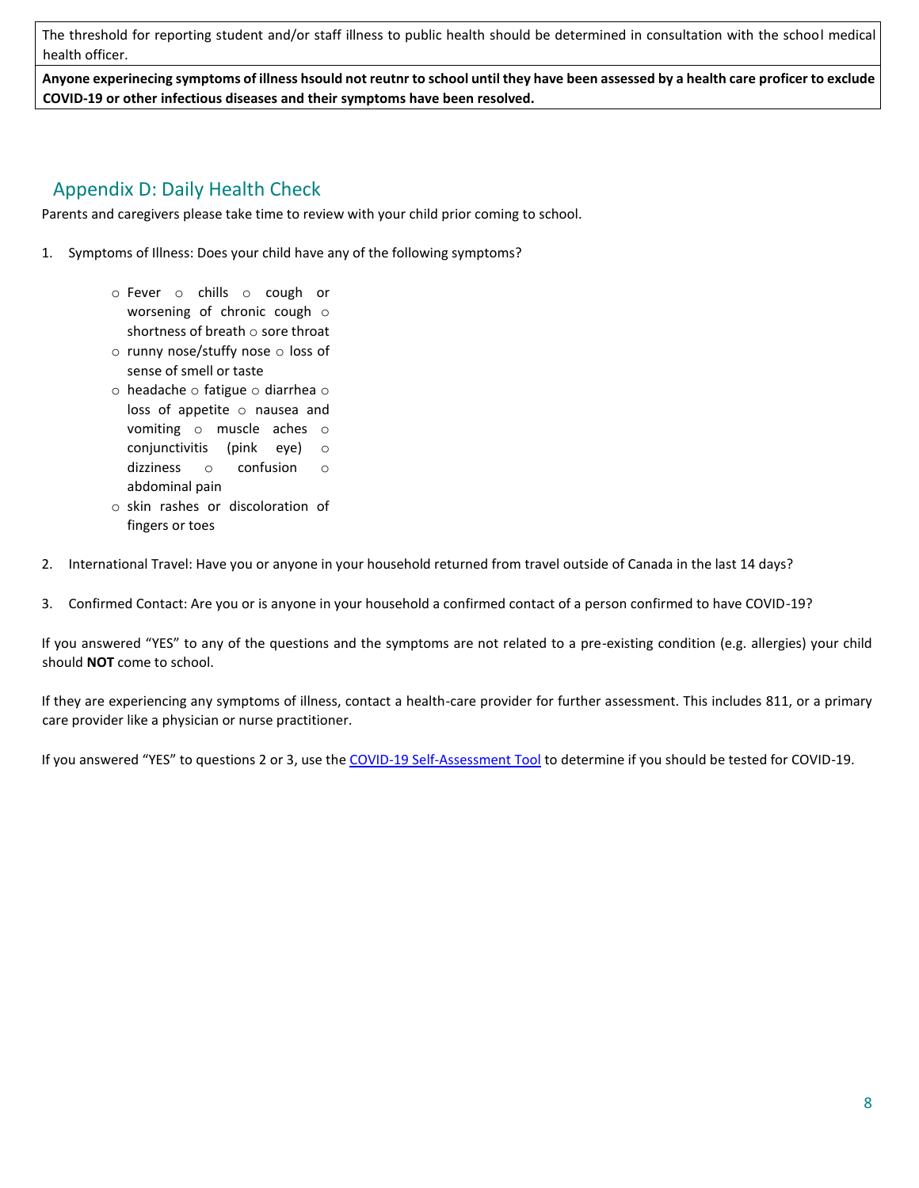| |
|---|
| The threshold for reporting student and/or staff illness to public health should be determined in consultation with the school medical health officer. |
| **Anyone experinecing symptoms of illness hsould not reutnr to school until they have been assessed by a health care proficer to exclude COVID-19 or other infectious diseases and their symptoms have been resolved.** |

## Appendix D: Daily Health Check

Parents and caregivers please take time to review with your child prior coming to school.

1. Symptoms of Illness: Does your child have any of the following symptoms?

   - Fever ○ chills ○ cough or worsening of chronic cough ○ shortness of breath ○ sore throat
   - runny nose/stuffy nose ○ loss of sense of smell or taste
   - headache ○ fatigue ○ diarrhea ○ loss of appetite ○ nausea and vomiting ○ muscle aches ○ conjunctivitis (pink eye) ○ dizziness ○ confusion ○ abdominal pain
   - skin rashes or discoloration of fingers or toes

2. International Travel: Have you or anyone in your household returned from travel outside of Canada in the last 14 days?

3. Confirmed Contact: Are you or is anyone in your household a confirmed contact of a person confirmed to have COVID-19?

If you answered "YES" to any of the questions and the symptoms are not related to a pre-existing condition (e.g. allergies) your child should **NOT** come to school.

If they are experiencing any symptoms of illness, contact a health-care provider for further assessment. This includes 811, or a primary care provider like a physician or nurse practitioner.

If you answered "YES" to questions 2 or 3, use the COVID-19 Self-Assessment Tool to determine if you should be tested for COVID-19.